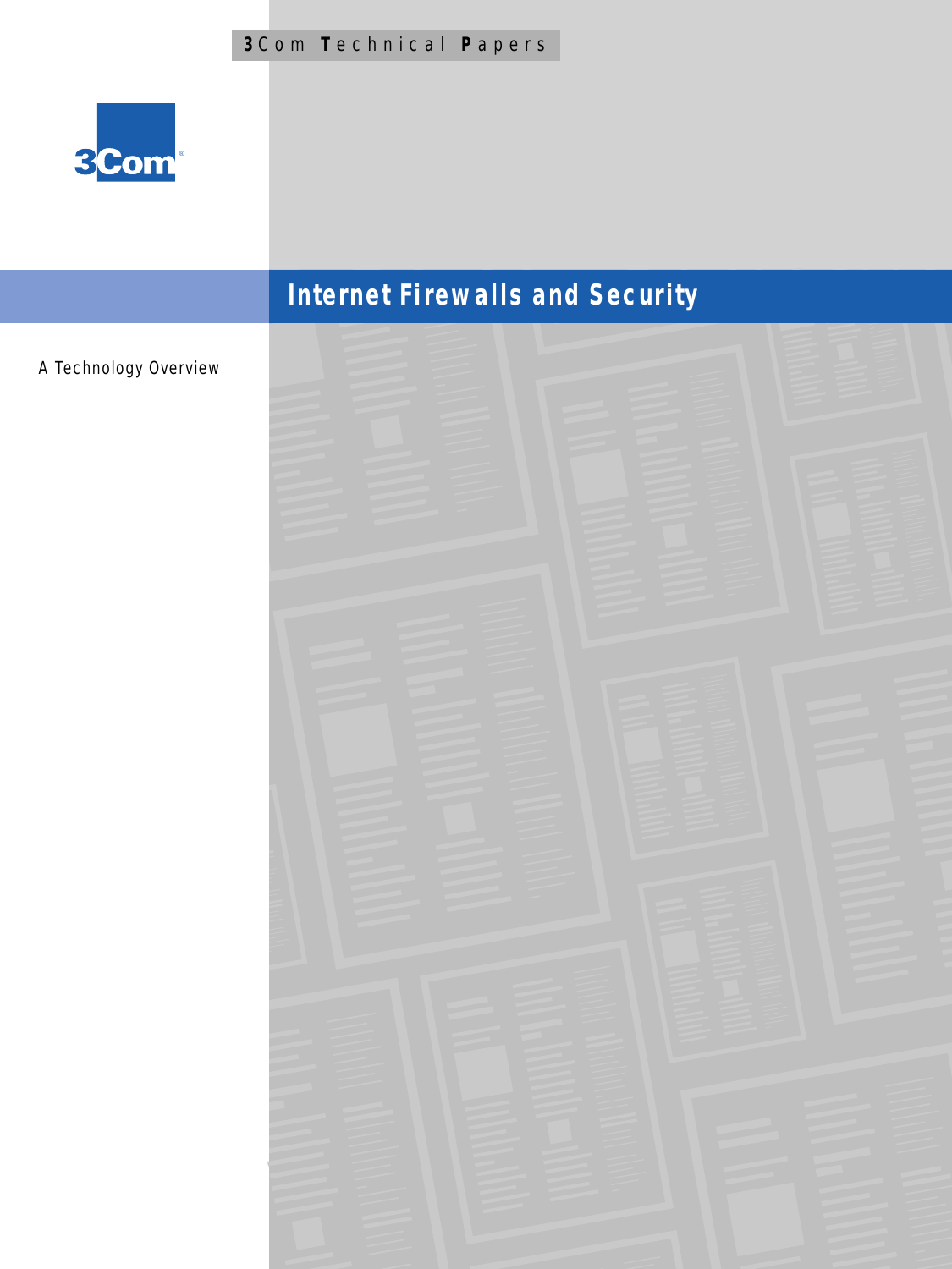3Com Technical Papers

3Com

# Internet Firewalls and Security

A Technology Overview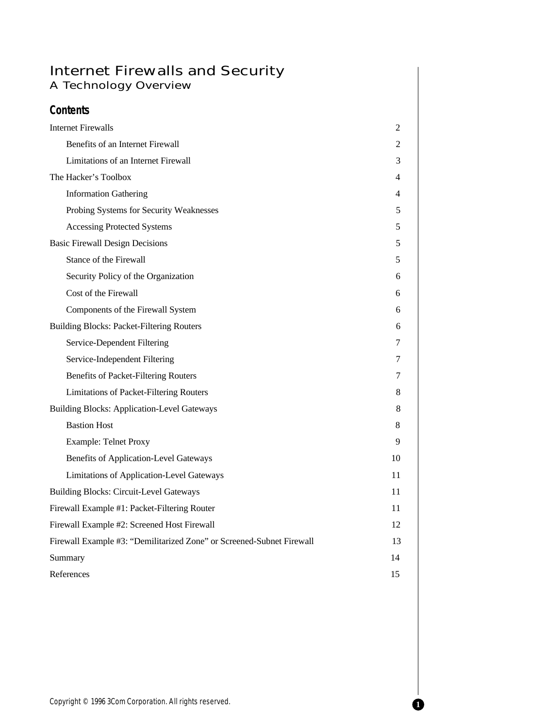# Internet Firewalls and Security

## A Technology Overview

### Contents

| | |
|---|---|
| Internet Firewalls | 2 |
| Benefits of an Internet Firewall | 2 |
| Limitations of an Internet Firewall | 3 |
| The Hacker's Toolbox | 4 |
| Information Gathering | 4 |
| Probing Systems for Security Weaknesses | 5 |
| Accessing Protected Systems | 5 |
| Basic Firewall Design Decisions | 5 |
| Stance of the Firewall | 5 |
| Security Policy of the Organization | 6 |
| Cost of the Firewall | 6 |
| Components of the Firewall System | 6 |
| Building Blocks: Packet-Filtering Routers | 6 |
| Service-Dependent Filtering | 7 |
| Service-Independent Filtering | 7 |
| Benefits of Packet-Filtering Routers | 7 |
| Limitations of Packet-Filtering Routers | 8 |
| Building Blocks: Application-Level Gateways | 8 |
| Bastion Host | 8 |
| Example: Telnet Proxy | 9 |
| Benefits of Application-Level Gateways | 10 |
| Limitations of Application-Level Gateways | 11 |
| Building Blocks: Circuit-Level Gateways | 11 |
| Firewall Example #1: Packet-Filtering Router | 11 |
| Firewall Example #2: Screened Host Firewall | 12 |
| Firewall Example #3: "Demilitarized Zone" or Screened-Subnet Firewall | 13 |
| Summary | 14 |
| References | 15 |

Copyright © 1996 3Com Corporation. All rights reserved.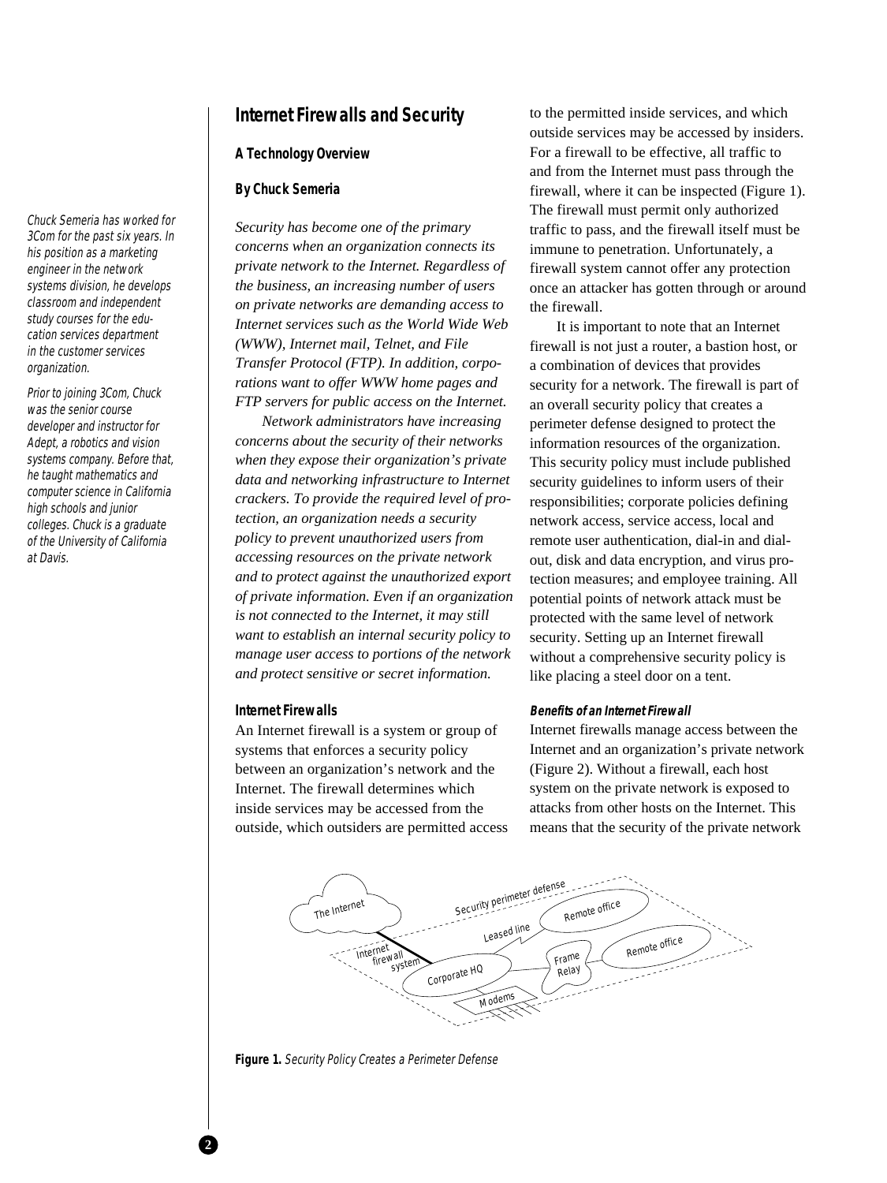# Internet Firewalls and Security

### A Technology Overview

### By Chuck Semeria

*Chuck Semeria has worked for 3Com for the past six years. In his position as a marketing engineer in the network systems division, he develops classroom and independent study courses for the education services department in the customer services organization.*

*Prior to joining 3Com, Chuck was the senior course developer and instructor for Adept, a robotics and vision systems company. Before that, he taught mathematics and computer science in California high schools and junior colleges. Chuck is a graduate of the University of California at Davis.*

*Security has become one of the primary concerns when an organization connects its private network to the Internet. Regardless of the business, an increasing number of users on private networks are demanding access to Internet services such as the World Wide Web (WWW), Internet mail, Telnet, and File Transfer Protocol (FTP). In addition, corporations want to offer WWW home pages and FTP servers for public access on the Internet.*

*Network administrators have increasing concerns about the security of their networks when they expose their organization's private data and networking infrastructure to Internet crackers. To provide the required level of protection, an organization needs a security policy to prevent unauthorized users from accessing resources on the private network and to protect against the unauthorized export of private information. Even if an organization is not connected to the Internet, it may still want to establish an internal security policy to manage user access to portions of the network and protect sensitive or secret information.*

## Internet Firewalls

An Internet firewall is a system or group of systems that enforces a security policy between an organization's network and the Internet. The firewall determines which inside services may be accessed from the outside, which outsiders are permitted access to the permitted inside services, and which outside services may be accessed by insiders. For a firewall to be effective, all traffic to and from the Internet must pass through the firewall, where it can be inspected (Figure 1). The firewall must permit only authorized traffic to pass, and the firewall itself must be immune to penetration. Unfortunately, a firewall system cannot offer any protection once an attacker has gotten through or around the firewall.

It is important to note that an Internet firewall is not just a router, a bastion host, or a combination of devices that provides security for a network. The firewall is part of an overall security policy that creates a perimeter defense designed to protect the information resources of the organization. This security policy must include published security guidelines to inform users of their responsibilities; corporate policies defining network access, service access, local and remote user authentication, dial-in and dial-out, disk and data encryption, and virus protection measures; and employee training. All potential points of network attack must be protected with the same level of network security. Setting up an Internet firewall without a comprehensive security policy is like placing a steel door on a tent.

### Benefits of an Internet Firewall

Internet firewalls manage access between the Internet and an organization's private network (Figure 2). Without a firewall, each host system on the private network is exposed to attacks from other hosts on the Internet. This means that the security of the private network

**Figure 1.** *Security Policy Creates a Perimeter Defense*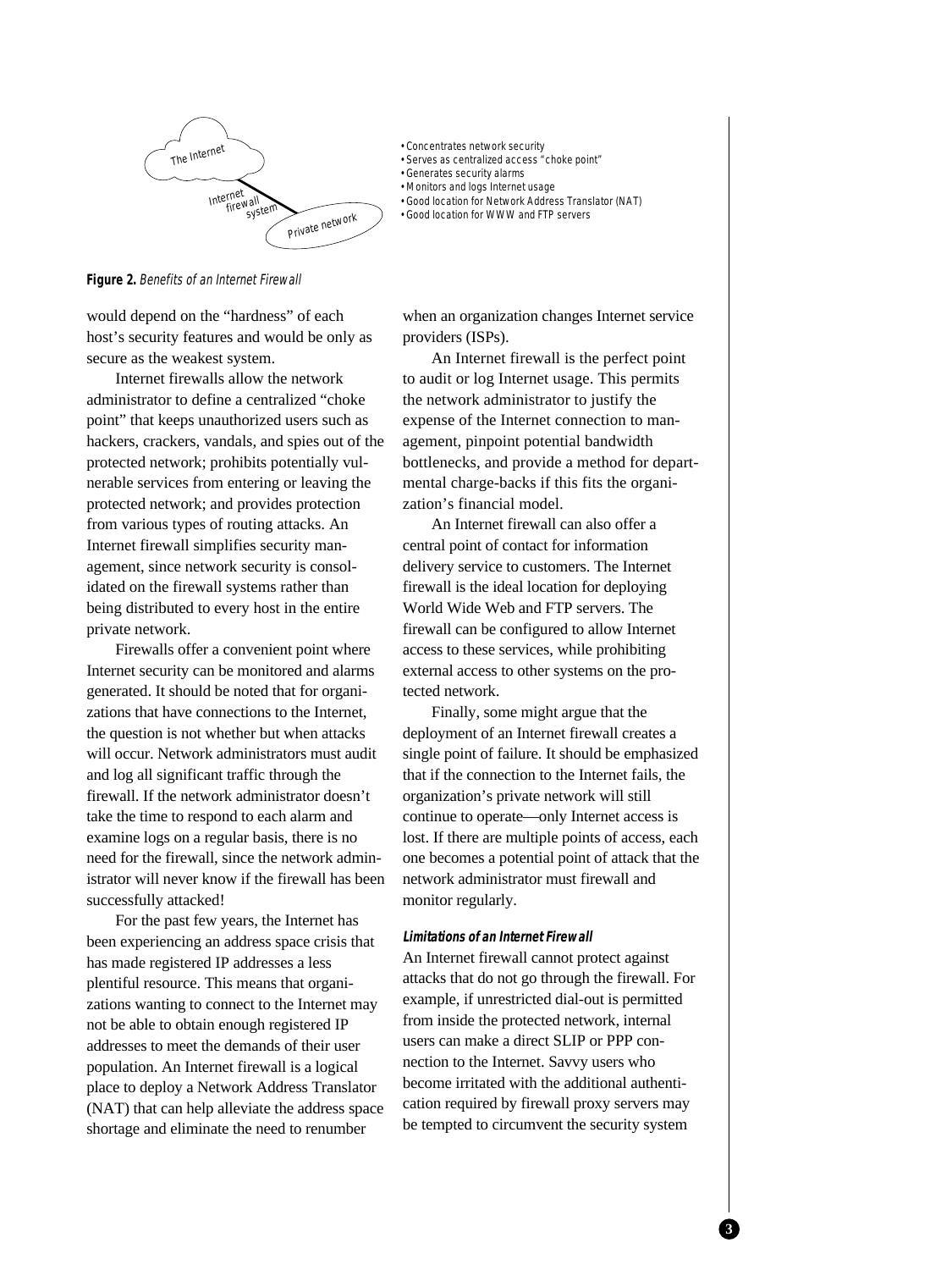- Concentrates network security
- Serves as centralized access "choke point"
- Generates security alarms
- Monitors and logs Internet usage
- Good location for Network Address Translator (NAT)
- Good location for WWW and FTP servers

**Figure 2.** *Benefits of an Internet Firewall*

would depend on the "hardness" of each host's security features and would be only as secure as the weakest system.

Internet firewalls allow the network administrator to define a centralized "choke point" that keeps unauthorized users such as hackers, crackers, vandals, and spies out of the protected network; prohibits potentially vulnerable services from entering or leaving the protected network; and provides protection from various types of routing attacks. An Internet firewall simplifies security management, since network security is consolidated on the firewall systems rather than being distributed to every host in the entire private network.

Firewalls offer a convenient point where Internet security can be monitored and alarms generated. It should be noted that for organizations that have connections to the Internet, the question is not whether but when attacks will occur. Network administrators must audit and log all significant traffic through the firewall. If the network administrator doesn't take the time to respond to each alarm and examine logs on a regular basis, there is no need for the firewall, since the network administrator will never know if the firewall has been successfully attacked!

For the past few years, the Internet has been experiencing an address space crisis that has made registered IP addresses a less plentiful resource. This means that organizations wanting to connect to the Internet may not be able to obtain enough registered IP addresses to meet the demands of their user population. An Internet firewall is a logical place to deploy a Network Address Translator (NAT) that can help alleviate the address space shortage and eliminate the need to renumber when an organization changes Internet service providers (ISPs).

An Internet firewall is the perfect point to audit or log Internet usage. This permits the network administrator to justify the expense of the Internet connection to management, pinpoint potential bandwidth bottlenecks, and provide a method for departmental charge-backs if this fits the organization's financial model.

An Internet firewall can also offer a central point of contact for information delivery service to customers. The Internet firewall is the ideal location for deploying World Wide Web and FTP servers. The firewall can be configured to allow Internet access to these services, while prohibiting external access to other systems on the protected network.

Finally, some might argue that the deployment of an Internet firewall creates a single point of failure. It should be emphasized that if the connection to the Internet fails, the organization's private network will still continue to operate—only Internet access is lost. If there are multiple points of access, each one becomes a potential point of attack that the network administrator must firewall and monitor regularly.

#### *Limitations of an Internet Firewall*

An Internet firewall cannot protect against attacks that do not go through the firewall. For example, if unrestricted dial-out is permitted from inside the protected network, internal users can make a direct SLIP or PPP connection to the Internet. Savvy users who become irritated with the additional authentication required by firewall proxy servers may be tempted to circumvent the security system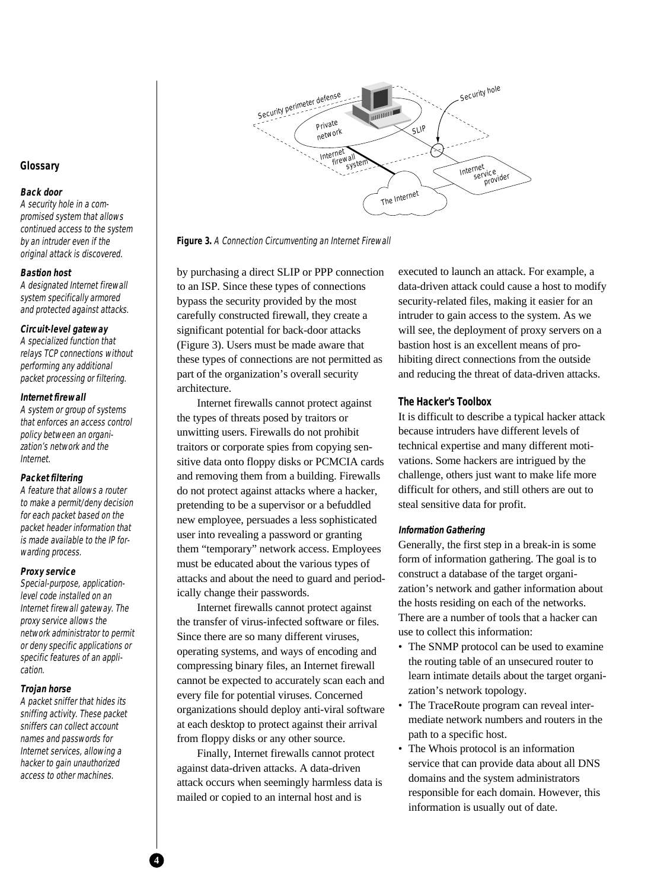Figure 3. *A Connection Circumventing an Internet Firewall*

by purchasing a direct SLIP or PPP connection to an ISP. Since these types of connections bypass the security provided by the most carefully constructed firewall, they create a significant potential for back-door attacks (Figure 3). Users must be made aware that these types of connections are not permitted as part of the organization's overall security architecture.

Internet firewalls cannot protect against the types of threats posed by traitors or unwitting users. Firewalls do not prohibit traitors or corporate spies from copying sensitive data onto floppy disks or PCMCIA cards and removing them from a building. Firewalls do not protect against attacks where a hacker, pretending to be a supervisor or a befuddled new employee, persuades a less sophisticated user into revealing a password or granting them "temporary" network access. Employees must be educated about the various types of attacks and about the need to guard and periodically change their passwords.

Internet firewalls cannot protect against the transfer of virus-infected software or files. Since there are so many different viruses, operating systems, and ways of encoding and compressing binary files, an Internet firewall cannot be expected to accurately scan each and every file for potential viruses. Concerned organizations should deploy anti-viral software at each desktop to protect against their arrival from floppy disks or any other source.

Finally, Internet firewalls cannot protect against data-driven attacks. A data-driven attack occurs when seemingly harmless data is mailed or copied to an internal host and is executed to launch an attack. For example, a data-driven attack could cause a host to modify security-related files, making it easier for an intruder to gain access to the system. As we will see, the deployment of proxy servers on a bastion host is an excellent means of prohibiting direct connections from the outside and reducing the threat of data-driven attacks.

## The Hacker's Toolbox

It is difficult to describe a typical hacker attack because intruders have different levels of technical expertise and many different motivations. Some hackers are intrigued by the challenge, others just want to make life more difficult for others, and still others are out to steal sensitive data for profit.

### Information Gathering

Generally, the first step in a break-in is some form of information gathering. The goal is to construct a database of the target organization's network and gather information about the hosts residing on each of the networks. There are a number of tools that a hacker can use to collect this information:

- The SNMP protocol can be used to examine the routing table of an unsecured router to learn intimate details about the target organization's network topology.
- The TraceRoute program can reveal intermediate network numbers and routers in the path to a specific host.
- The Whois protocol is an information service that can provide data about all DNS domains and the system administrators responsible for each domain. However, this information is usually out of date.

## Glossary

**Back door**
*A security hole in a compromised system that allows continued access to the system by an intruder even if the original attack is discovered.*

**Bastion host**
*A designated Internet firewall system specifically armored and protected against attacks.*

**Circuit-level gateway**
*A specialized function that relays TCP connections without performing any additional packet processing or filtering.*

**Internet firewall**
*A system or group of systems that enforces an access control policy between an organization's network and the Internet.*

**Packet filtering**
*A feature that allows a router to make a permit/deny decision for each packet based on the packet header information that is made available to the IP forwarding process.*

**Proxy service**
*Special-purpose, application-level code installed on an Internet firewall gateway. The proxy service allows the network administrator to permit or deny specific applications or specific features of an application.*

**Trojan horse**
*A packet sniffer that hides its sniffing activity. These packet sniffers can collect account names and passwords for Internet services, allowing a hacker to gain unauthorized access to other machines.*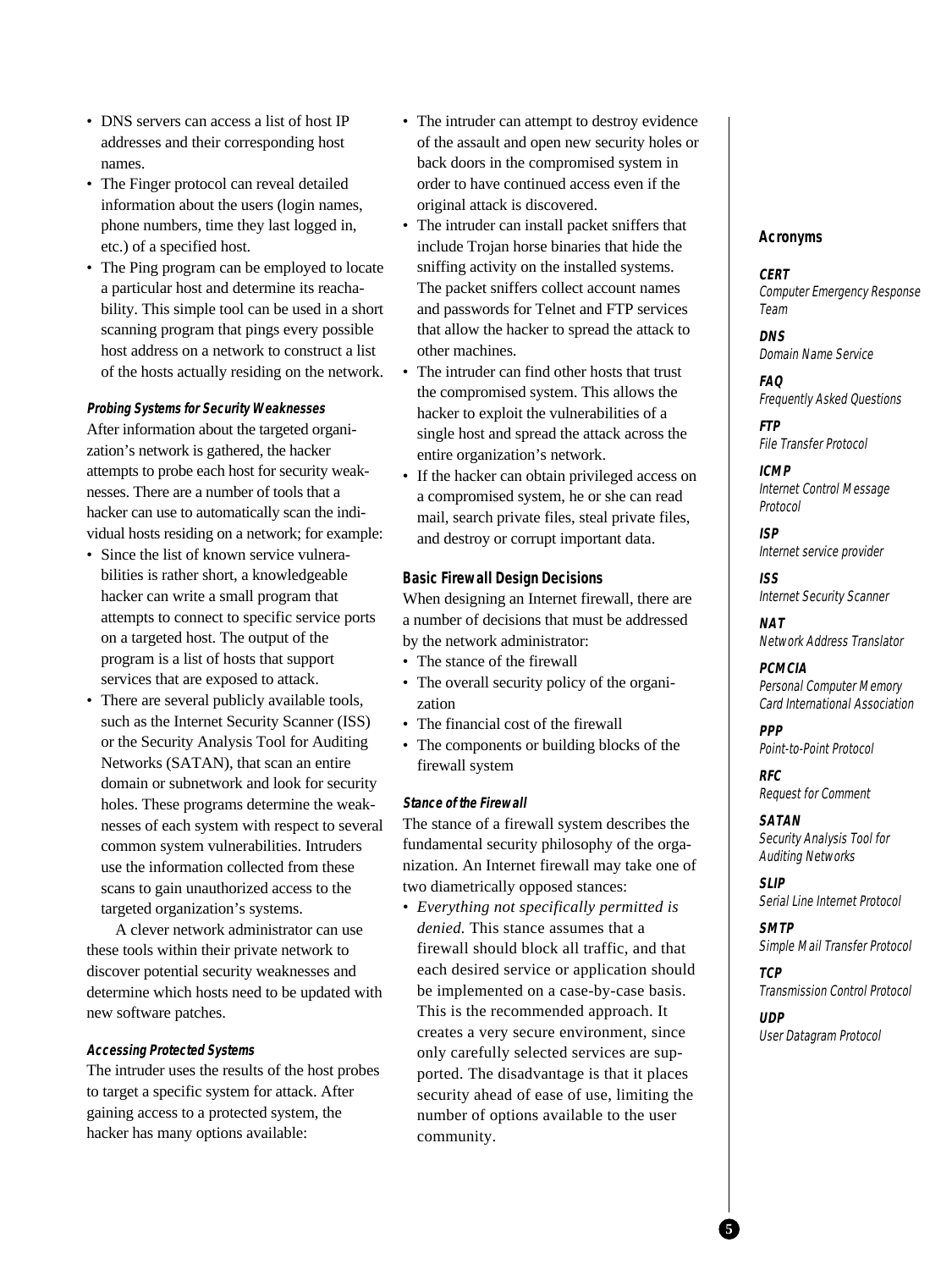- DNS servers can access a list of host IP addresses and their corresponding host names.
- The Finger protocol can reveal detailed information about the users (login names, phone numbers, time they last logged in, etc.) of a specified host.
- The Ping program can be employed to locate a particular host and determine its reachability. This simple tool can be used in a short scanning program that pings every possible host address on a network to construct a list of the hosts actually residing on the network.

#### Probing Systems for Security Weaknesses

After information about the targeted organization's network is gathered, the hacker attempts to probe each host for security weaknesses. There are a number of tools that a hacker can use to automatically scan the individual hosts residing on a network; for example:

- Since the list of known service vulnerabilities is rather short, a knowledgeable hacker can write a small program that attempts to connect to specific service ports on a targeted host. The output of the program is a list of hosts that support services that are exposed to attack.
- There are several publicly available tools, such as the Internet Security Scanner (ISS) or the Security Analysis Tool for Auditing Networks (SATAN), that scan an entire domain or subnetwork and look for security holes. These programs determine the weaknesses of each system with respect to several common system vulnerabilities. Intruders use the information collected from these scans to gain unauthorized access to the targeted organization's systems.

A clever network administrator can use these tools within their private network to discover potential security weaknesses and determine which hosts need to be updated with new software patches.

#### Accessing Protected Systems

The intruder uses the results of the host probes to target a specific system for attack. After gaining access to a protected system, the hacker has many options available:

- The intruder can attempt to destroy evidence of the assault and open new security holes or back doors in the compromised system in order to have continued access even if the original attack is discovered.
- The intruder can install packet sniffers that include Trojan horse binaries that hide the sniffing activity on the installed systems. The packet sniffers collect account names and passwords for Telnet and FTP services that allow the hacker to spread the attack to other machines.
- The intruder can find other hosts that trust the compromised system. This allows the hacker to exploit the vulnerabilities of a single host and spread the attack across the entire organization's network.
- If the hacker can obtain privileged access on a compromised system, he or she can read mail, search private files, steal private files, and destroy or corrupt important data.

### Basic Firewall Design Decisions

When designing an Internet firewall, there are a number of decisions that must be addressed by the network administrator:

- The stance of the firewall
- The overall security policy of the organization
- The financial cost of the firewall
- The components or building blocks of the firewall system

#### Stance of the Firewall

The stance of a firewall system describes the fundamental security philosophy of the organization. An Internet firewall may take one of two diametrically opposed stances:

- *Everything not specifically permitted is denied.* This stance assumes that a firewall should block all traffic, and that each desired service or application should be implemented on a case-by-case basis. This is the recommended approach. It creates a very secure environment, since only carefully selected services are supported. The disadvantage is that it places security ahead of ease of use, limiting the number of options available to the user community.

**Acronyms**

**CERT**
*Computer Emergency Response Team*

**DNS**
*Domain Name Service*

**FAQ**
*Frequently Asked Questions*

**FTP**
*File Transfer Protocol*

**ICMP**
*Internet Control Message Protocol*

**ISP**
*Internet service provider*

**ISS**
*Internet Security Scanner*

**NAT**
*Network Address Translator*

**PCMCIA**
*Personal Computer Memory Card International Association*

**PPP**
*Point-to-Point Protocol*

**RFC**
*Request for Comment*

**SATAN**
*Security Analysis Tool for Auditing Networks*

**SLIP**
*Serial Line Internet Protocol*

**SMTP**
*Simple Mail Transfer Protocol*

**TCP**
*Transmission Control Protocol*

**UDP**
*User Datagram Protocol*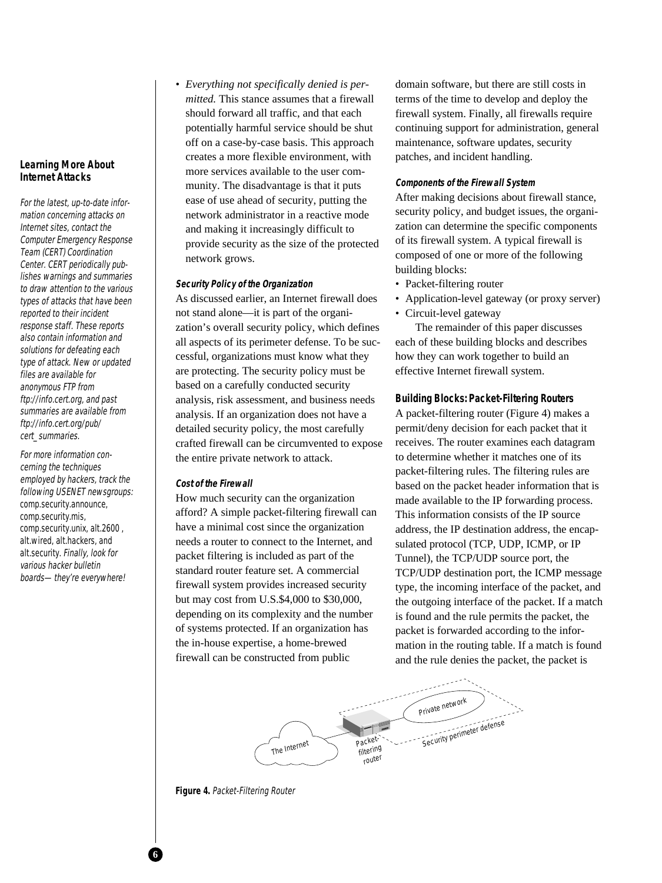- *Everything not specifically denied is permitted.* This stance assumes that a firewall should forward all traffic, and that each potentially harmful service should be shut off on a case-by-case basis. This approach creates a more flexible environment, with more services available to the user community. The disadvantage is that it puts ease of use ahead of security, putting the network administrator in a reactive mode and making it increasingly difficult to provide security as the size of the protected network grows.

#### Security Policy of the Organization

As discussed earlier, an Internet firewall does not stand alone—it is part of the organization's overall security policy, which defines all aspects of its perimeter defense. To be successful, organizations must know what they are protecting. The security policy must be based on a carefully conducted security analysis, risk assessment, and business needs analysis. If an organization does not have a detailed security policy, the most carefully crafted firewall can be circumvented to expose the entire private network to attack.

#### Cost of the Firewall

How much security can the organization afford? A simple packet-filtering firewall can have a minimal cost since the organization needs a router to connect to the Internet, and packet filtering is included as part of the standard router feature set. A commercial firewall system provides increased security but may cost from U.S.$4,000 to $30,000, depending on its complexity and the number of systems protected. If an organization has the in-house expertise, a home-brewed firewall can be constructed from public domain software, but there are still costs in terms of the time to develop and deploy the firewall system. Finally, all firewalls require continuing support for administration, general maintenance, software updates, security patches, and incident handling.

#### Components of the Firewall System

After making decisions about firewall stance, security policy, and budget issues, the organization can determine the specific components of its firewall system. A typical firewall is composed of one or more of the following building blocks:

- Packet-filtering router
- Application-level gateway (or proxy server)
- Circuit-level gateway

The remainder of this paper discusses each of these building blocks and describes how they can work together to build an effective Internet firewall system.

### Building Blocks: Packet-Filtering Routers

A packet-filtering router (Figure 4) makes a permit/deny decision for each packet that it receives. The router examines each datagram to determine whether it matches one of its packet-filtering rules. The filtering rules are based on the packet header information that is made available to the IP forwarding process. This information consists of the IP source address, the IP destination address, the encapsulated protocol (TCP, UDP, ICMP, or IP Tunnel), the TCP/UDP source port, the TCP/UDP destination port, the ICMP message type, the incoming interface of the packet, and the outgoing interface of the packet. If a match is found and the rule permits the packet, the packet is forwarded according to the information in the routing table. If a match is found and the rule denies the packet, the packet is

The Internet — Packet-filtering router — Private network — Security perimeter defense

**Figure 4.** *Packet-Filtering Router*

---

**Learning More About Internet Attacks**

*For the latest, up-to-date information concerning attacks on Internet sites, contact the Computer Emergency Response Team (CERT) Coordination Center. CERT periodically publishes warnings and summaries to draw attention to the various types of attacks that have been reported to their incident response staff. These reports also contain information and solutions for defeating each type of attack. New or updated files are available for anonymous FTP from ftp://info.cert.org, and past summaries are available from ftp://info.cert.org/pub/cert_summaries.*

*For more information concerning the techniques employed by hackers, track the following USENET newsgroups:* comp.security.announce, comp.security.mis, comp.security.unix, alt.2600 , alt.wired, alt.hackers, and alt.security. *Finally, look for various hacker bulletin boards— they're everywhere!*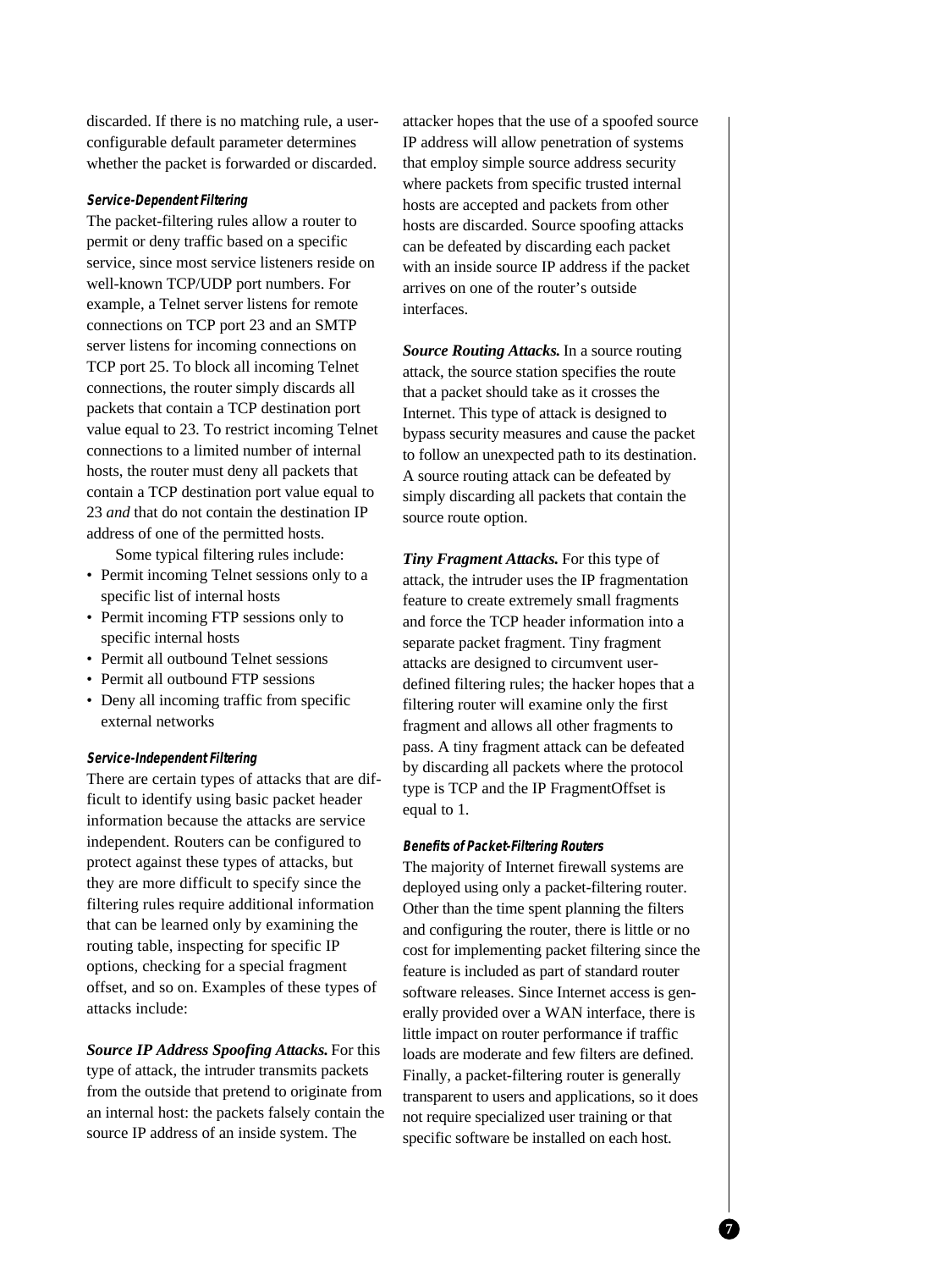discarded. If there is no matching rule, a user-configurable default parameter determines whether the packet is forwarded or discarded.

#### Service-Dependent Filtering

The packet-filtering rules allow a router to permit or deny traffic based on a specific service, since most service listeners reside on well-known TCP/UDP port numbers. For example, a Telnet server listens for remote connections on TCP port 23 and an SMTP server listens for incoming connections on TCP port 25. To block all incoming Telnet connections, the router simply discards all packets that contain a TCP destination port value equal to 23. To restrict incoming Telnet connections to a limited number of internal hosts, the router must deny all packets that contain a TCP destination port value equal to 23 *and* that do not contain the destination IP address of one of the permitted hosts.

Some typical filtering rules include:

- Permit incoming Telnet sessions only to a specific list of internal hosts
- Permit incoming FTP sessions only to specific internal hosts
- Permit all outbound Telnet sessions
- Permit all outbound FTP sessions
- Deny all incoming traffic from specific external networks

#### Service-Independent Filtering

There are certain types of attacks that are difficult to identify using basic packet header information because the attacks are service independent. Routers can be configured to protect against these types of attacks, but they are more difficult to specify since the filtering rules require additional information that can be learned only by examining the routing table, inspecting for specific IP options, checking for a special fragment offset, and so on. Examples of these types of attacks include:

***Source IP Address Spoofing Attacks.*** For this type of attack, the intruder transmits packets from the outside that pretend to originate from an internal host: the packets falsely contain the source IP address of an inside system. The attacker hopes that the use of a spoofed source IP address will allow penetration of systems that employ simple source address security where packets from specific trusted internal hosts are accepted and packets from other hosts are discarded. Source spoofing attacks can be defeated by discarding each packet with an inside source IP address if the packet arrives on one of the router's outside interfaces.

***Source Routing Attacks.*** In a source routing attack, the source station specifies the route that a packet should take as it crosses the Internet. This type of attack is designed to bypass security measures and cause the packet to follow an unexpected path to its destination. A source routing attack can be defeated by simply discarding all packets that contain the source route option.

***Tiny Fragment Attacks.*** For this type of attack, the intruder uses the IP fragmentation feature to create extremely small fragments and force the TCP header information into a separate packet fragment. Tiny fragment attacks are designed to circumvent user-defined filtering rules; the hacker hopes that a filtering router will examine only the first fragment and allows all other fragments to pass. A tiny fragment attack can be defeated by discarding all packets where the protocol type is TCP and the IP FragmentOffset is equal to 1.

#### Benefits of Packet-Filtering Routers

The majority of Internet firewall systems are deployed using only a packet-filtering router. Other than the time spent planning the filters and configuring the router, there is little or no cost for implementing packet filtering since the feature is included as part of standard router software releases. Since Internet access is generally provided over a WAN interface, there is little impact on router performance if traffic loads are moderate and few filters are defined. Finally, a packet-filtering router is generally transparent to users and applications, so it does not require specialized user training or that specific software be installed on each host.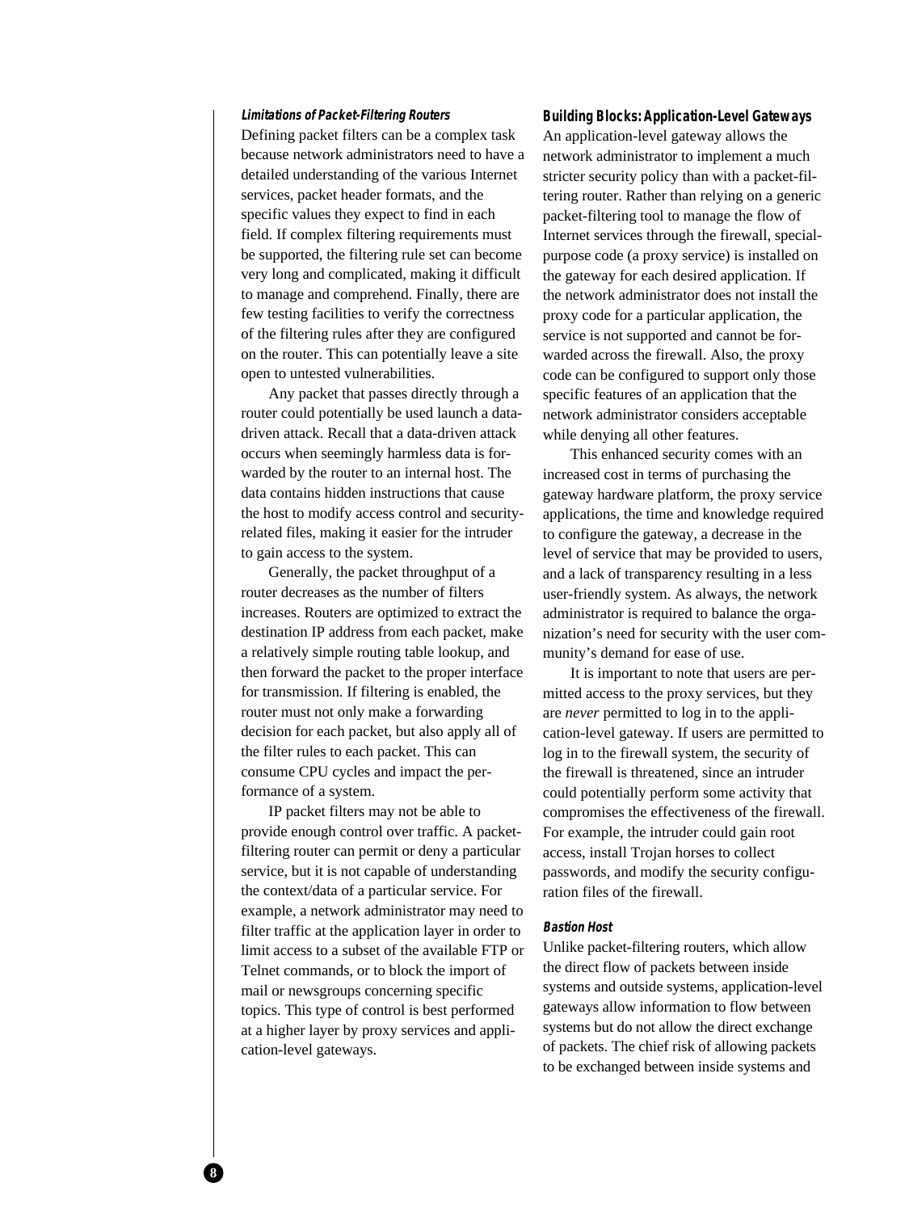#### *Limitations of Packet-Filtering Routers*

Defining packet filters can be a complex task because network administrators need to have a detailed understanding of the various Internet services, packet header formats, and the specific values they expect to find in each field. If complex filtering requirements must be supported, the filtering rule set can become very long and complicated, making it difficult to manage and comprehend. Finally, there are few testing facilities to verify the correctness of the filtering rules after they are configured on the router. This can potentially leave a site open to untested vulnerabilities.

Any packet that passes directly through a router could potentially be used launch a data-driven attack. Recall that a data-driven attack occurs when seemingly harmless data is forwarded by the router to an internal host. The data contains hidden instructions that cause the host to modify access control and security-related files, making it easier for the intruder to gain access to the system.

Generally, the packet throughput of a router decreases as the number of filters increases. Routers are optimized to extract the destination IP address from each packet, make a relatively simple routing table lookup, and then forward the packet to the proper interface for transmission. If filtering is enabled, the router must not only make a forwarding decision for each packet, but also apply all of the filter rules to each packet. This can consume CPU cycles and impact the performance of a system.

IP packet filters may not be able to provide enough control over traffic. A packet-filtering router can permit or deny a particular service, but it is not capable of understanding the context/data of a particular service. For example, a network administrator may need to filter traffic at the application layer in order to limit access to a subset of the available FTP or Telnet commands, or to block the import of mail or newsgroups concerning specific topics. This type of control is best performed at a higher layer by proxy services and application-level gateways.

### Building Blocks: Application-Level Gateways

An application-level gateway allows the network administrator to implement a much stricter security policy than with a packet-filtering router. Rather than relying on a generic packet-filtering tool to manage the flow of Internet services through the firewall, special-purpose code (a proxy service) is installed on the gateway for each desired application. If the network administrator does not install the proxy code for a particular application, the service is not supported and cannot be forwarded across the firewall. Also, the proxy code can be configured to support only those specific features of an application that the network administrator considers acceptable while denying all other features.

This enhanced security comes with an increased cost in terms of purchasing the gateway hardware platform, the proxy service applications, the time and knowledge required to configure the gateway, a decrease in the level of service that may be provided to users, and a lack of transparency resulting in a less user-friendly system. As always, the network administrator is required to balance the organization's need for security with the user community's demand for ease of use.

It is important to note that users are permitted access to the proxy services, but they are *never* permitted to log in to the application-level gateway. If users are permitted to log in to the firewall system, the security of the firewall is threatened, since an intruder could potentially perform some activity that compromises the effectiveness of the firewall. For example, the intruder could gain root access, install Trojan horses to collect passwords, and modify the security configuration files of the firewall.

#### *Bastion Host*

Unlike packet-filtering routers, which allow the direct flow of packets between inside systems and outside systems, application-level gateways allow information to flow between systems but do not allow the direct exchange of packets. The chief risk of allowing packets to be exchanged between inside systems and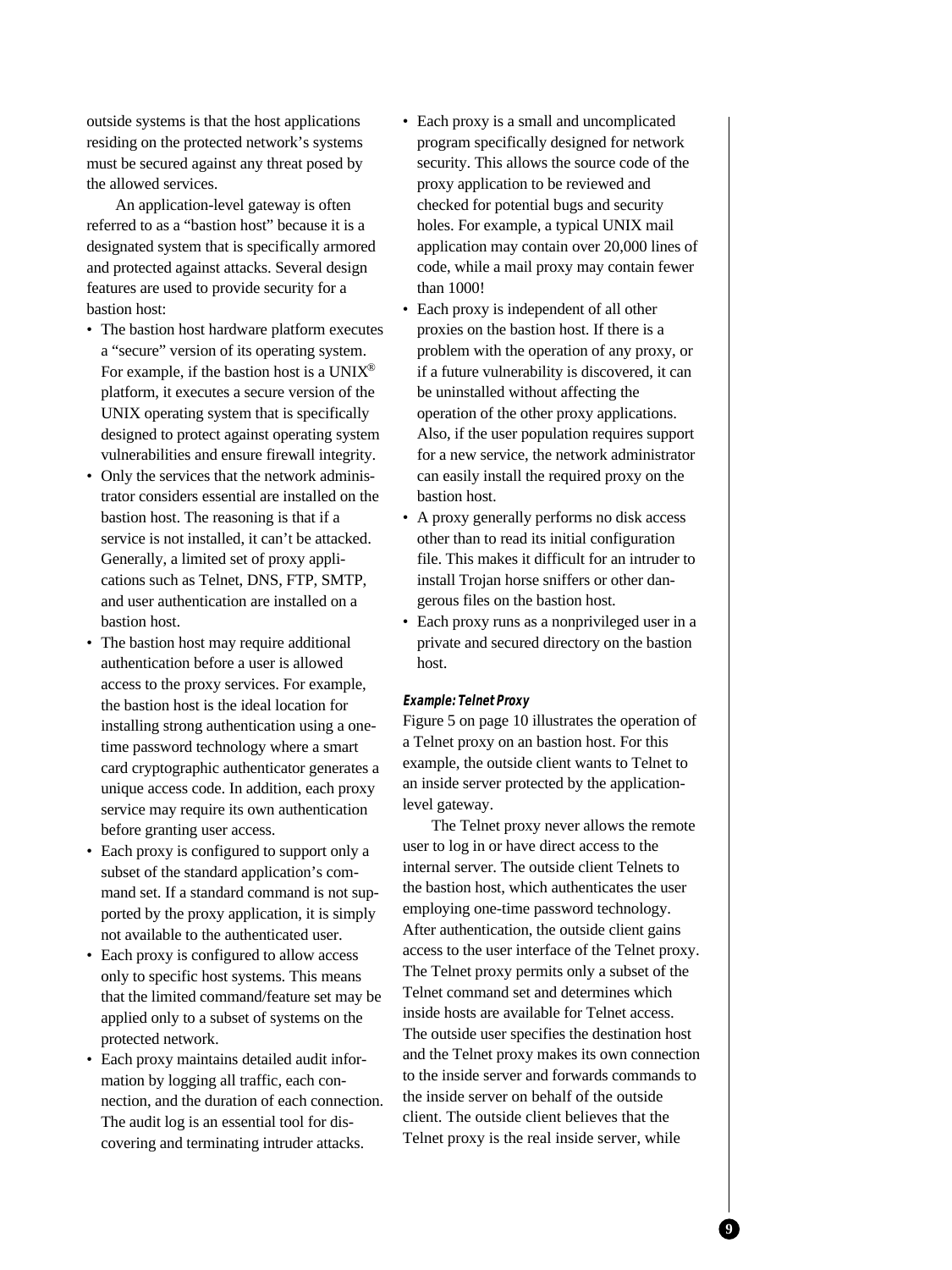outside systems is that the host applications residing on the protected network's systems must be secured against any threat posed by the allowed services.

An application-level gateway is often referred to as a "bastion host" because it is a designated system that is specifically armored and protected against attacks. Several design features are used to provide security for a bastion host:

- The bastion host hardware platform executes a "secure" version of its operating system. For example, if the bastion host is a UNIX® platform, it executes a secure version of the UNIX operating system that is specifically designed to protect against operating system vulnerabilities and ensure firewall integrity.
- Only the services that the network administrator considers essential are installed on the bastion host. The reasoning is that if a service is not installed, it can't be attacked. Generally, a limited set of proxy applications such as Telnet, DNS, FTP, SMTP, and user authentication are installed on a bastion host.
- The bastion host may require additional authentication before a user is allowed access to the proxy services. For example, the bastion host is the ideal location for installing strong authentication using a one-time password technology where a smart card cryptographic authenticator generates a unique access code. In addition, each proxy service may require its own authentication before granting user access.
- Each proxy is configured to support only a subset of the standard application's command set. If a standard command is not supported by the proxy application, it is simply not available to the authenticated user.
- Each proxy is configured to allow access only to specific host systems. This means that the limited command/feature set may be applied only to a subset of systems on the protected network.
- Each proxy maintains detailed audit information by logging all traffic, each connection, and the duration of each connection. The audit log is an essential tool for discovering and terminating intruder attacks.
- Each proxy is a small and uncomplicated program specifically designed for network security. This allows the source code of the proxy application to be reviewed and checked for potential bugs and security holes. For example, a typical UNIX mail application may contain over 20,000 lines of code, while a mail proxy may contain fewer than 1000!
- Each proxy is independent of all other proxies on the bastion host. If there is a problem with the operation of any proxy, or if a future vulnerability is discovered, it can be uninstalled without affecting the operation of the other proxy applications. Also, if the user population requires support for a new service, the network administrator can easily install the required proxy on the bastion host.
- A proxy generally performs no disk access other than to read its initial configuration file. This makes it difficult for an intruder to install Trojan horse sniffers or other dangerous files on the bastion host.
- Each proxy runs as a nonprivileged user in a private and secured directory on the bastion host.

#### *Example: Telnet Proxy*

Figure 5 on page 10 illustrates the operation of a Telnet proxy on an bastion host. For this example, the outside client wants to Telnet to an inside server protected by the application-level gateway.

The Telnet proxy never allows the remote user to log in or have direct access to the internal server. The outside client Telnets to the bastion host, which authenticates the user employing one-time password technology. After authentication, the outside client gains access to the user interface of the Telnet proxy. The Telnet proxy permits only a subset of the Telnet command set and determines which inside hosts are available for Telnet access. The outside user specifies the destination host and the Telnet proxy makes its own connection to the inside server and forwards commands to the inside server on behalf of the outside client. The outside client believes that the Telnet proxy is the real inside server, while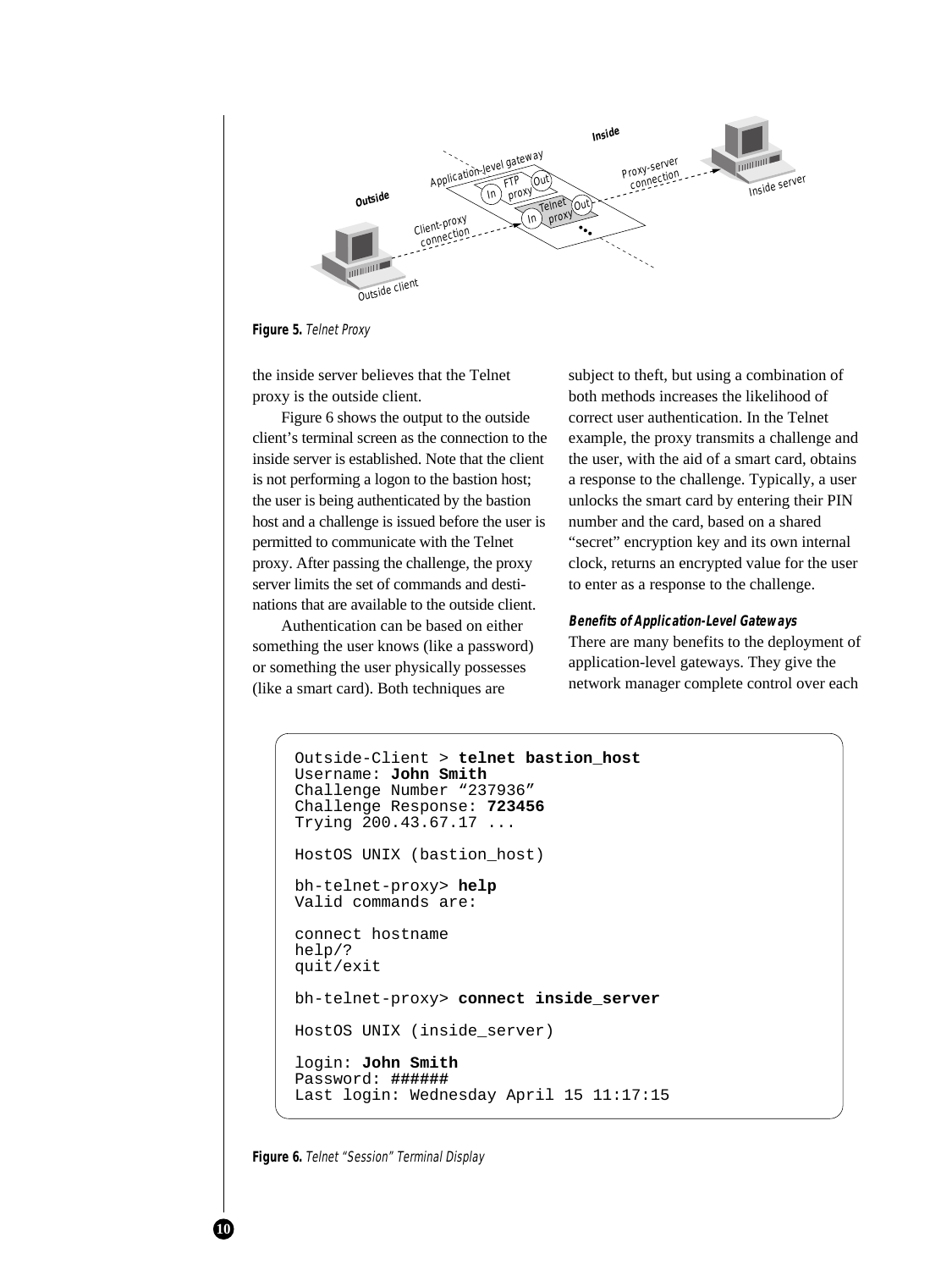**Figure 5.** *Telnet Proxy*

the inside server believes that the Telnet proxy is the outside client.

Figure 6 shows the output to the outside client's terminal screen as the connection to the inside server is established. Note that the client is not performing a logon to the bastion host; the user is being authenticated by the bastion host and a challenge is issued before the user is permitted to communicate with the Telnet proxy. After passing the challenge, the proxy server limits the set of commands and destinations that are available to the outside client.

Authentication can be based on either something the user knows (like a password) or something the user physically possesses (like a smart card). Both techniques are subject to theft, but using a combination of both methods increases the likelihood of correct user authentication. In the Telnet example, the proxy transmits a challenge and the user, with the aid of a smart card, obtains a response to the challenge. Typically, a user unlocks the smart card by entering their PIN number and the card, based on a shared "secret" encryption key and its own internal clock, returns an encrypted value for the user to enter as a response to the challenge.

#### Benefits of Application-Level Gateways

There are many benefits to the deployment of application-level gateways. They give the network manager complete control over each

```
Outside-Client > telnet bastion_host
Username: John Smith
Challenge Number "237936"
Challenge Response: 723456
Trying 200.43.67.17 ...

HostOS UNIX (bastion_host)

bh-telnet-proxy> help
Valid commands are:

connect hostname
help/?
quit/exit

bh-telnet-proxy> connect inside_server

HostOS UNIX (inside_server)

login: John Smith
Password: ######
Last login: Wednesday April 15 11:17:15
```

**Figure 6.** *Telnet "Session" Terminal Display*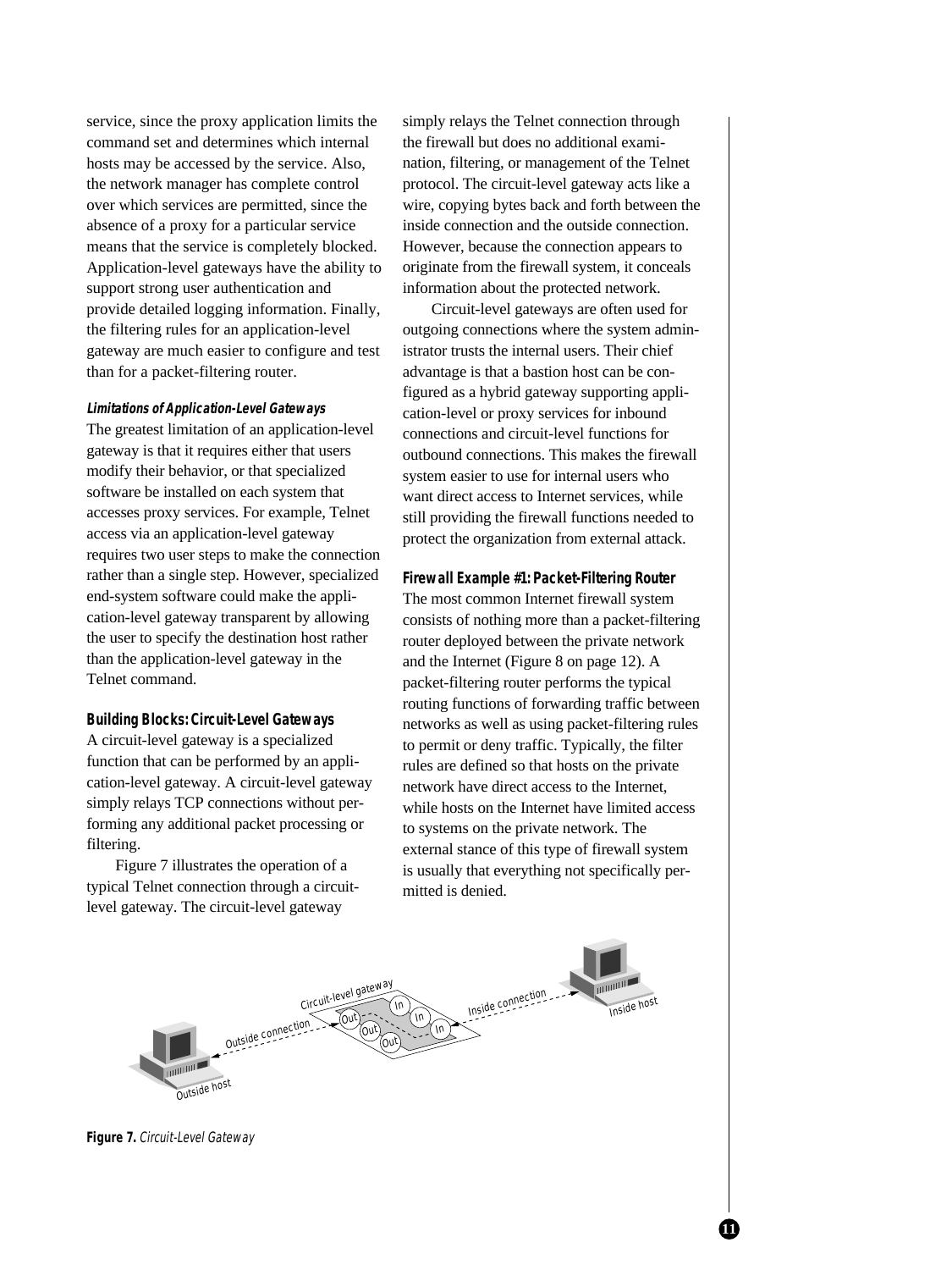service, since the proxy application limits the command set and determines which internal hosts may be accessed by the service. Also, the network manager has complete control over which services are permitted, since the absence of a proxy for a particular service means that the service is completely blocked. Application-level gateways have the ability to support strong user authentication and provide detailed logging information. Finally, the filtering rules for an application-level gateway are much easier to configure and test than for a packet-filtering router.

#### *Limitations of Application-Level Gateways*

The greatest limitation of an application-level gateway is that it requires either that users modify their behavior, or that specialized software be installed on each system that accesses proxy services. For example, Telnet access via an application-level gateway requires two user steps to make the connection rather than a single step. However, specialized end-system software could make the application-level gateway transparent by allowing the user to specify the destination host rather than the application-level gateway in the Telnet command.

### Building Blocks: Circuit-Level Gateways

A circuit-level gateway is a specialized function that can be performed by an application-level gateway. A circuit-level gateway simply relays TCP connections without performing any additional packet processing or filtering.

Figure 7 illustrates the operation of a typical Telnet connection through a circuit-level gateway. The circuit-level gateway simply relays the Telnet connection through the firewall but does no additional examination, filtering, or management of the Telnet protocol. The circuit-level gateway acts like a wire, copying bytes back and forth between the inside connection and the outside connection. However, because the connection appears to originate from the firewall system, it conceals information about the protected network.

Circuit-level gateways are often used for outgoing connections where the system administrator trusts the internal users. Their chief advantage is that a bastion host can be configured as a hybrid gateway supporting application-level or proxy services for inbound connections and circuit-level functions for outbound connections. This makes the firewall system easier to use for internal users who want direct access to Internet services, while still providing the firewall functions needed to protect the organization from external attack.

### Firewall Example #1: Packet-Filtering Router

The most common Internet firewall system consists of nothing more than a packet-filtering router deployed between the private network and the Internet (Figure 8 on page 12). A packet-filtering router performs the typical routing functions of forwarding traffic between networks as well as using packet-filtering rules to permit or deny traffic. Typically, the filter rules are defined so that hosts on the private network have direct access to the Internet, while hosts on the Internet have limited access to systems on the private network. The external stance of this type of firewall system is usually that everything not specifically permitted is denied.

**Figure 7.** *Circuit-Level Gateway*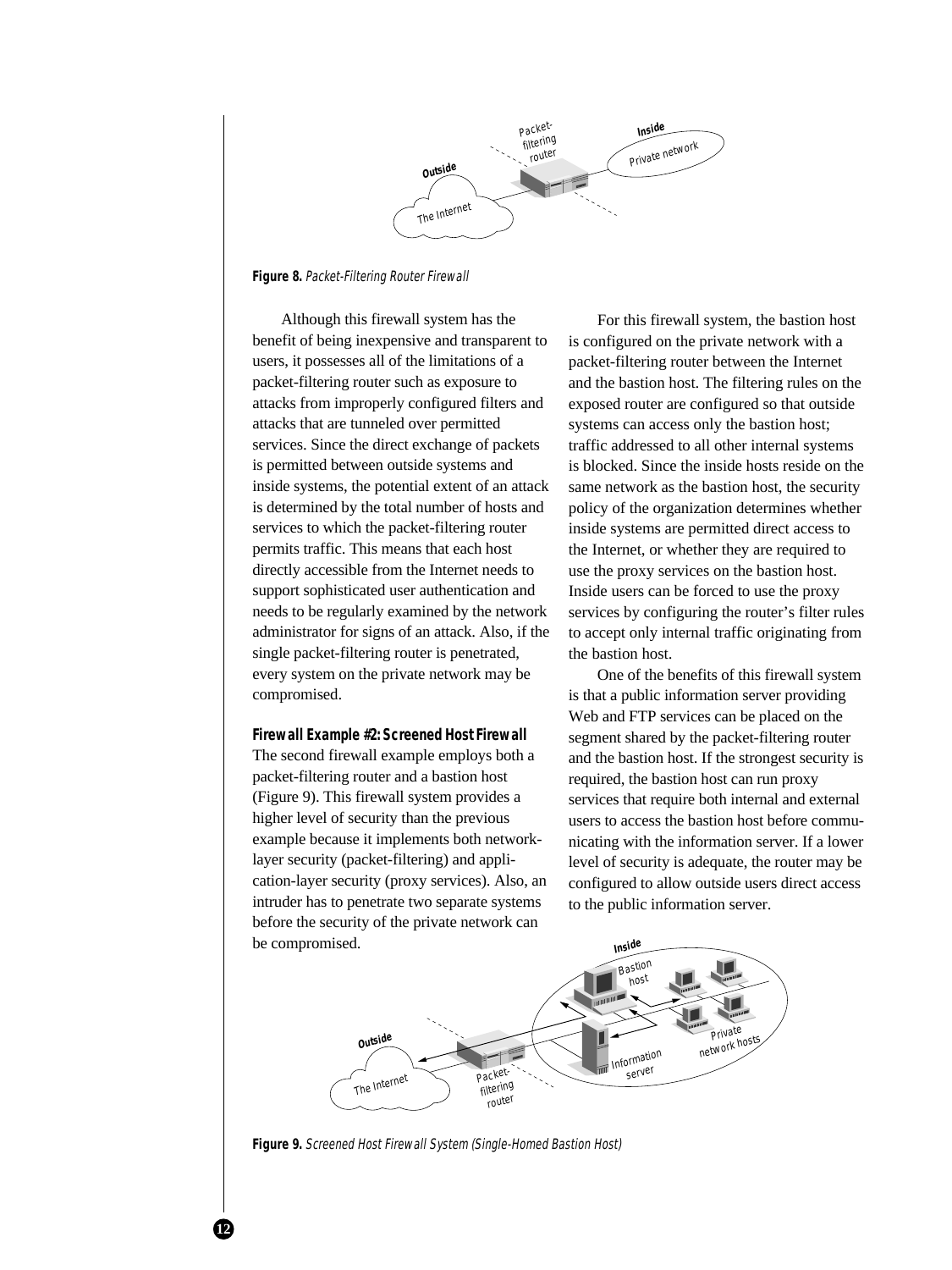**Figure 8.** *Packet-Filtering Router Firewall*

Although this firewall system has the benefit of being inexpensive and transparent to users, it possesses all of the limitations of a packet-filtering router such as exposure to attacks from improperly configured filters and attacks that are tunneled over permitted services. Since the direct exchange of packets is permitted between outside systems and inside systems, the potential extent of an attack is determined by the total number of hosts and services to which the packet-filtering router permits traffic. This means that each host directly accessible from the Internet needs to support sophisticated user authentication and needs to be regularly examined by the network administrator for signs of an attack. Also, if the single packet-filtering router is penetrated, every system on the private network may be compromised.

### Firewall Example #2: Screened Host Firewall

The second firewall example employs both a packet-filtering router and a bastion host (Figure 9). This firewall system provides a higher level of security than the previous example because it implements both network-layer security (packet-filtering) and application-layer security (proxy services). Also, an intruder has to penetrate two separate systems before the security of the private network can be compromised.

For this firewall system, the bastion host is configured on the private network with a packet-filtering router between the Internet and the bastion host. The filtering rules on the exposed router are configured so that outside systems can access only the bastion host; traffic addressed to all other internal systems is blocked. Since the inside hosts reside on the same network as the bastion host, the security policy of the organization determines whether inside systems are permitted direct access to the Internet, or whether they are required to use the proxy services on the bastion host. Inside users can be forced to use the proxy services by configuring the router's filter rules to accept only internal traffic originating from the bastion host.

One of the benefits of this firewall system is that a public information server providing Web and FTP services can be placed on the segment shared by the packet-filtering router and the bastion host. If the strongest security is required, the bastion host can run proxy services that require both internal and external users to access the bastion host before communicating with the information server. If a lower level of security is adequate, the router may be configured to allow outside users direct access to the public information server.

**Figure 9.** *Screened Host Firewall System (Single-Homed Bastion Host)*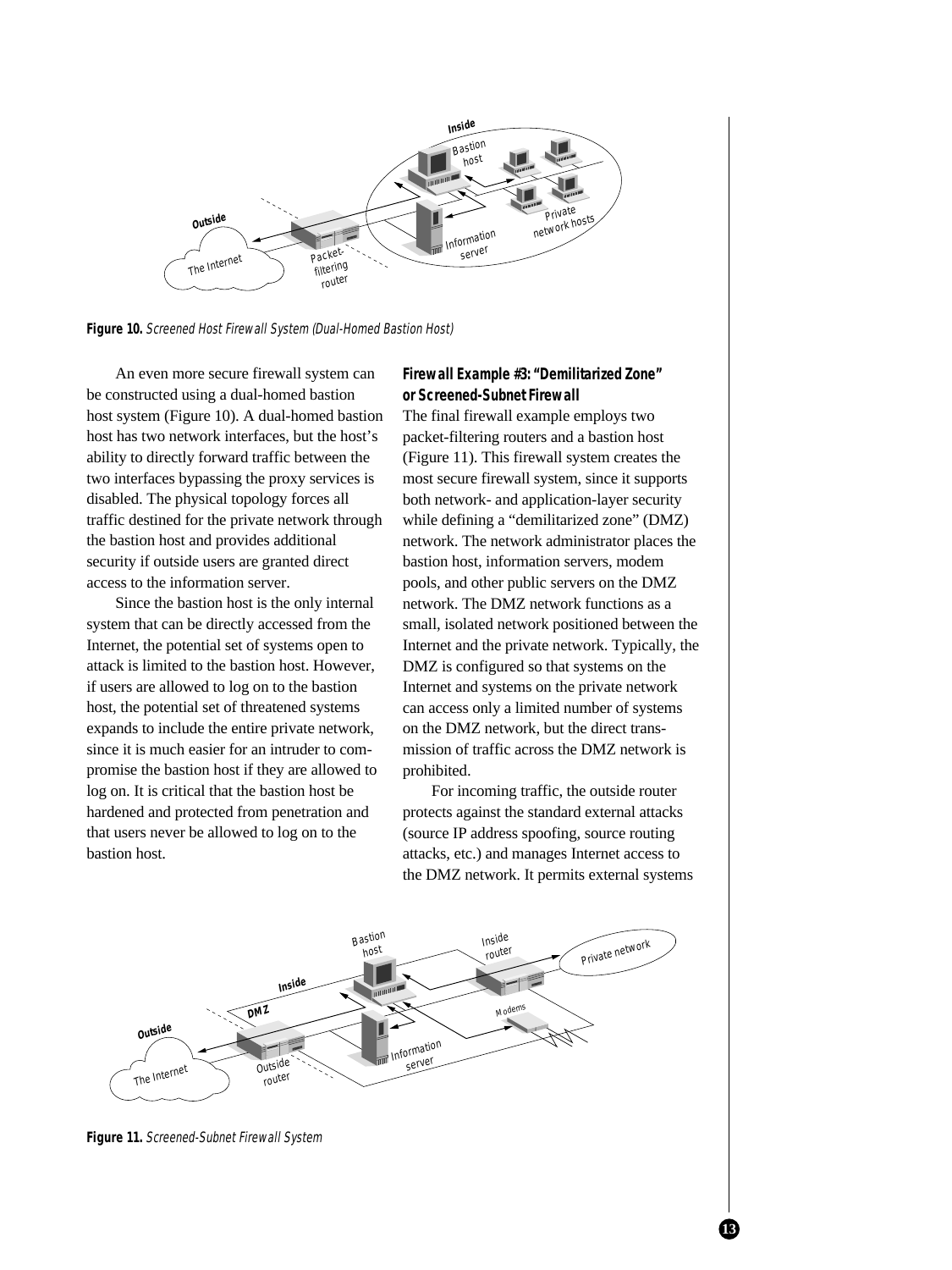**Figure 10.** *Screened Host Firewall System (Dual-Homed Bastion Host)*

An even more secure firewall system can be constructed using a dual-homed bastion host system (Figure 10). A dual-homed bastion host has two network interfaces, but the host's ability to directly forward traffic between the two interfaces bypassing the proxy services is disabled. The physical topology forces all traffic destined for the private network through the bastion host and provides additional security if outside users are granted direct access to the information server.

Since the bastion host is the only internal system that can be directly accessed from the Internet, the potential set of systems open to attack is limited to the bastion host. However, if users are allowed to log on to the bastion host, the potential set of threatened systems expands to include the entire private network, since it is much easier for an intruder to compromise the bastion host if they are allowed to log on. It is critical that the bastion host be hardened and protected from penetration and that users never be allowed to log on to the bastion host.

### Firewall Example #3: "Demilitarized Zone" or Screened-Subnet Firewall

The final firewall example employs two packet-filtering routers and a bastion host (Figure 11). This firewall system creates the most secure firewall system, since it supports both network- and application-layer security while defining a "demilitarized zone" (DMZ) network. The network administrator places the bastion host, information servers, modem pools, and other public servers on the DMZ network. The DMZ network functions as a small, isolated network positioned between the Internet and the private network. Typically, the DMZ is configured so that systems on the Internet and systems on the private network can access only a limited number of systems on the DMZ network, but the direct transmission of traffic across the DMZ network is prohibited.

For incoming traffic, the outside router protects against the standard external attacks (source IP address spoofing, source routing attacks, etc.) and manages Internet access to the DMZ network. It permits external systems

**Figure 11.** *Screened-Subnet Firewall System*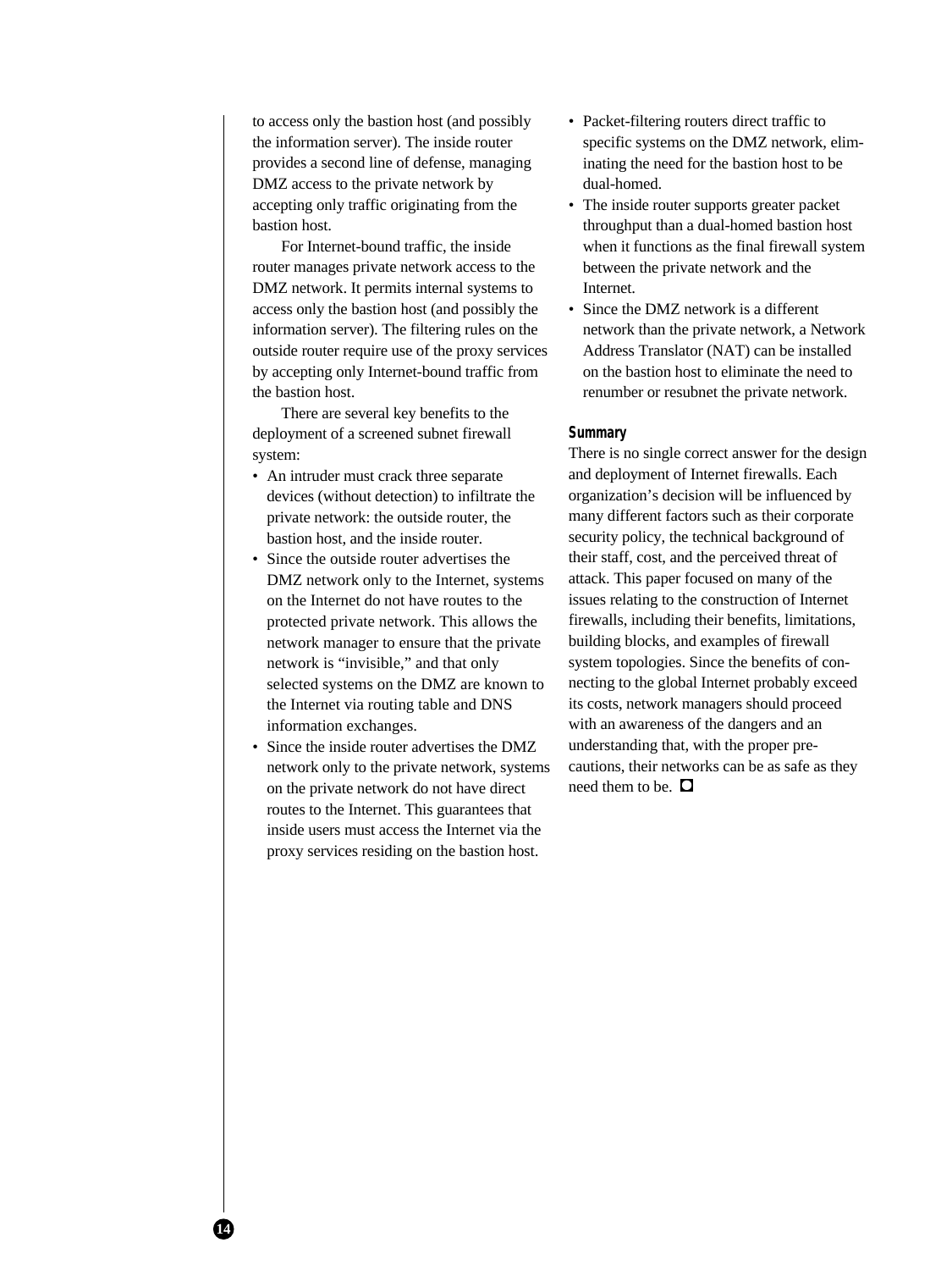to access only the bastion host (and possibly the information server). The inside router provides a second line of defense, managing DMZ access to the private network by accepting only traffic originating from the bastion host.

For Internet-bound traffic, the inside router manages private network access to the DMZ network. It permits internal systems to access only the bastion host (and possibly the information server). The filtering rules on the outside router require use of the proxy services by accepting only Internet-bound traffic from the bastion host.

There are several key benefits to the deployment of a screened subnet firewall system:

- An intruder must crack three separate devices (without detection) to infiltrate the private network: the outside router, the bastion host, and the inside router.
- Since the outside router advertises the DMZ network only to the Internet, systems on the Internet do not have routes to the protected private network. This allows the network manager to ensure that the private network is "invisible," and that only selected systems on the DMZ are known to the Internet via routing table and DNS information exchanges.
- Since the inside router advertises the DMZ network only to the private network, systems on the private network do not have direct routes to the Internet. This guarantees that inside users must access the Internet via the proxy services residing on the bastion host.
- Packet-filtering routers direct traffic to specific systems on the DMZ network, eliminating the need for the bastion host to be dual-homed.
- The inside router supports greater packet throughput than a dual-homed bastion host when it functions as the final firewall system between the private network and the Internet.
- Since the DMZ network is a different network than the private network, a Network Address Translator (NAT) can be installed on the bastion host to eliminate the need to renumber or resubnet the private network.

## Summary

There is no single correct answer for the design and deployment of Internet firewalls. Each organization's decision will be influenced by many different factors such as their corporate security policy, the technical background of their staff, cost, and the perceived threat of attack. This paper focused on many of the issues relating to the construction of Internet firewalls, including their benefits, limitations, building blocks, and examples of firewall system topologies. Since the benefits of connecting to the global Internet probably exceed its costs, network managers should proceed with an awareness of the dangers and an understanding that, with the proper precautions, their networks can be as safe as they need them to be. ◻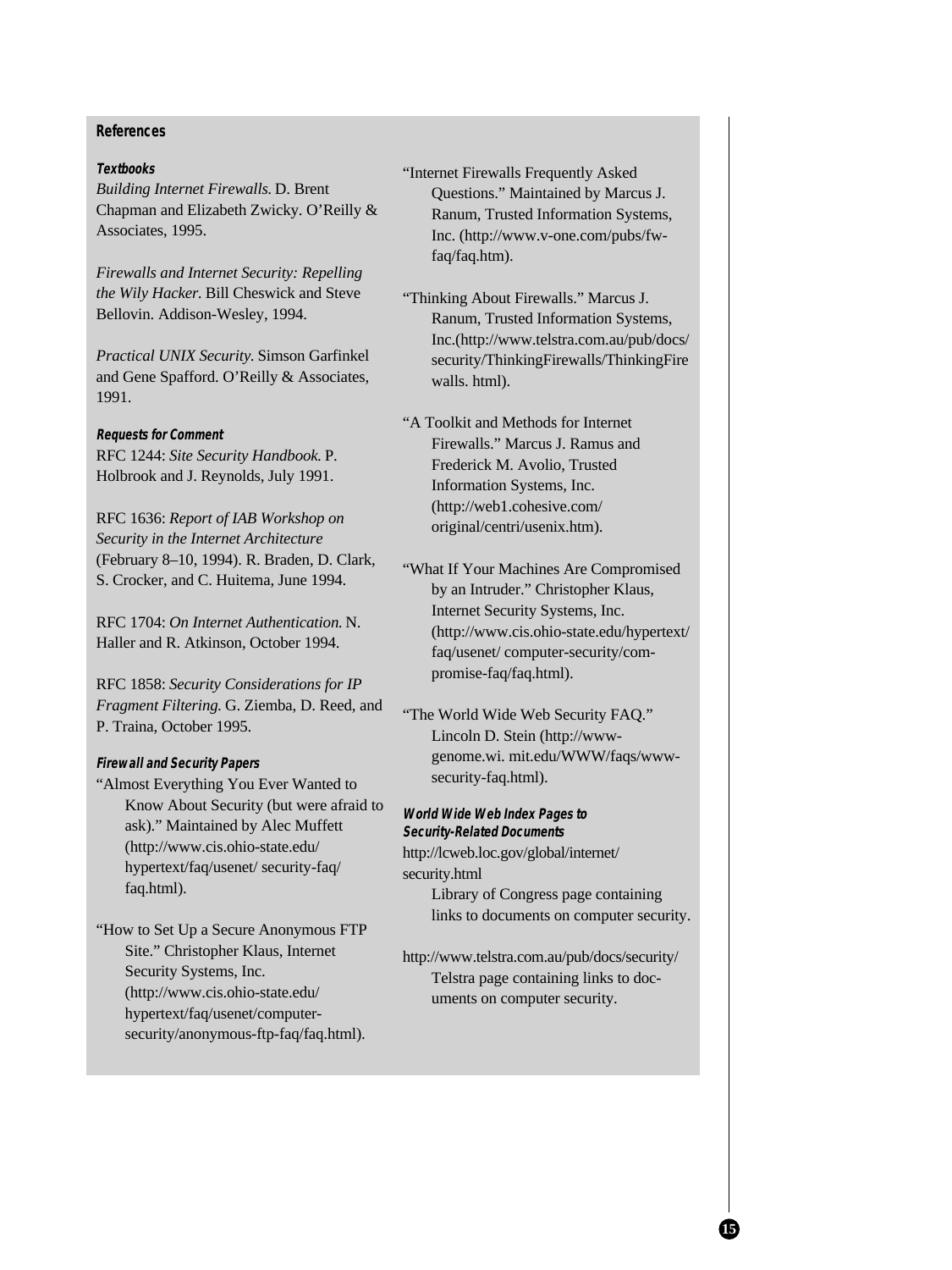## References

### Textbooks

*Building Internet Firewalls.* D. Brent Chapman and Elizabeth Zwicky. O'Reilly & Associates, 1995.

*Firewalls and Internet Security: Repelling the Wily Hacker.* Bill Cheswick and Steve Bellovin. Addison-Wesley, 1994.

*Practical UNIX Security.* Simson Garfinkel and Gene Spafford. O'Reilly & Associates, 1991.

### Requests for Comment

RFC 1244: *Site Security Handbook.* P. Holbrook and J. Reynolds, July 1991.

RFC 1636: *Report of IAB Workshop on Security in the Internet Architecture* (February 8–10, 1994). R. Braden, D. Clark, S. Crocker, and C. Huitema, June 1994.

RFC 1704: *On Internet Authentication.* N. Haller and R. Atkinson, October 1994.

RFC 1858: *Security Considerations for IP Fragment Filtering.* G. Ziemba, D. Reed, and P. Traina, October 1995.

### Firewall and Security Papers

"Almost Everything You Ever Wanted to Know About Security (but were afraid to ask)." Maintained by Alec Muffett (http://www.cis.ohio-state.edu/hypertext/faq/usenet/ security-faq/faq.html).

"How to Set Up a Secure Anonymous FTP Site." Christopher Klaus, Internet Security Systems, Inc. (http://www.cis.ohio-state.edu/hypertext/faq/usenet/computer-security/anonymous-ftp-faq/faq.html).

"Internet Firewalls Frequently Asked Questions." Maintained by Marcus J. Ranum, Trusted Information Systems, Inc. (http://www.v-one.com/pubs/fw-faq/faq.htm).

"Thinking About Firewalls." Marcus J. Ranum, Trusted Information Systems, Inc.(http://www.telstra.com.au/pub/docs/security/ThinkingFirewalls/ThinkingFirewalls. html).

"A Toolkit and Methods for Internet Firewalls." Marcus J. Ramus and Frederick M. Avolio, Trusted Information Systems, Inc. (http://web1.cohesive.com/original/centri/usenix.htm).

"What If Your Machines Are Compromised by an Intruder." Christopher Klaus, Internet Security Systems, Inc. (http://www.cis.ohio-state.edu/hypertext/faq/usenet/ computer-security/compromise-faq/faq.html).

"The World Wide Web Security FAQ." Lincoln D. Stein (http://www-genome.wi. mit.edu/WWW/faqs/www-security-faq.html).

### World Wide Web Index Pages to Security-Related Documents

http://lcweb.loc.gov/global/internet/security.html
Library of Congress page containing links to documents on computer security.

http://www.telstra.com.au/pub/docs/security/
Telstra page containing links to documents on computer security.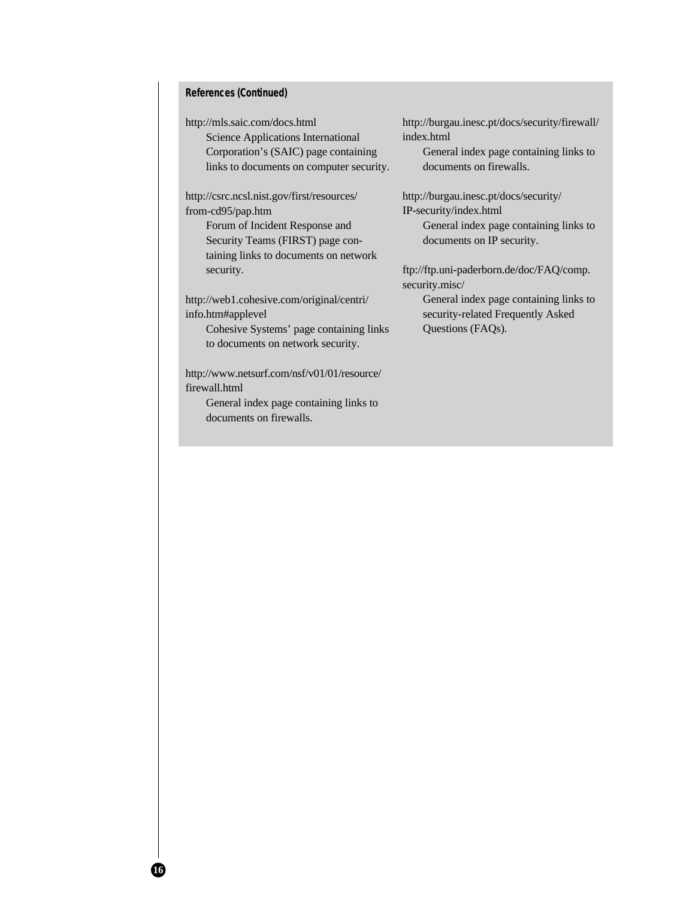**References (Continued)**

http://mls.saic.com/docs.html
Science Applications International Corporation's (SAIC) page containing links to documents on computer security.

http://csrc.ncsl.nist.gov/first/resources/from-cd95/pap.htm
Forum of Incident Response and Security Teams (FIRST) page containing links to documents on network security.

http://web1.cohesive.com/original/centri/info.htm#applevel
Cohesive Systems' page containing links to documents on network security.

http://www.netsurf.com/nsf/v01/01/resource/firewall.html
General index page containing links to documents on firewalls.

http://burgau.inesc.pt/docs/security/firewall/index.html
General index page containing links to documents on firewalls.

http://burgau.inesc.pt/docs/security/IP-security/index.html
General index page containing links to documents on IP security.

ftp://ftp.uni-paderborn.de/doc/FAQ/comp.security.misc/
General index page containing links to security-related Frequently Asked Questions (FAQs).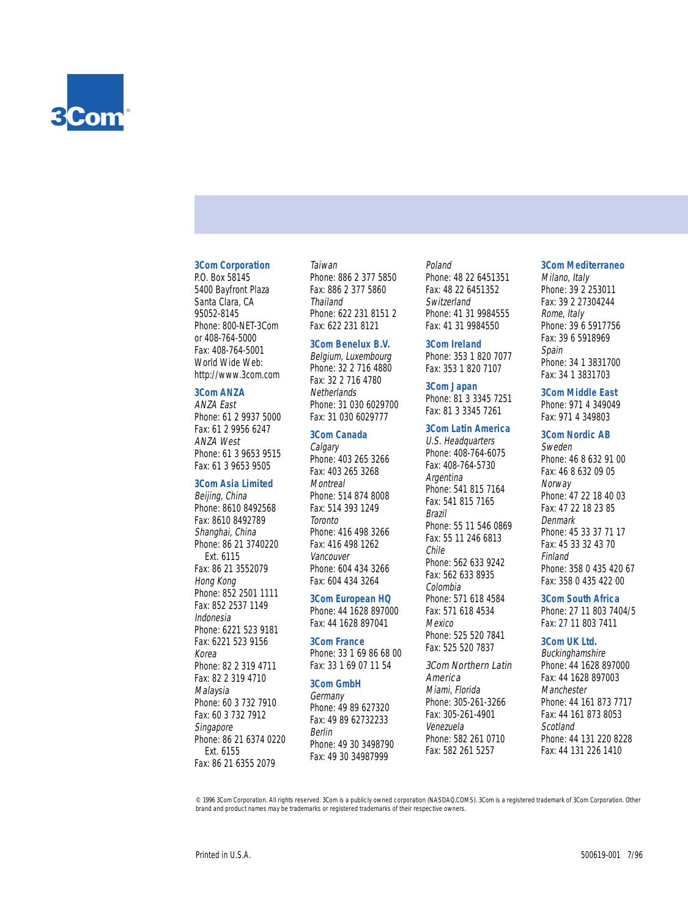3Com

**3Com Corporation**
P.O. Box 58145
5400 Bayfront Plaza
Santa Clara, CA
95052-8145
Phone: 800-NET-3Com
or 408-764-5000
Fax: 408-764-5001
World Wide Web:
http://www.3com.com

**3Com ANZA**
*ANZA East*
Phone: 61 2 9937 5000
Fax: 61 2 9956 6247
*ANZA West*
Phone: 61 3 9653 9515
Fax: 61 3 9653 9505

**3Com Asia Limited**
*Beijing, China*
Phone: 8610 8492568
Fax: 8610 8492789
*Shanghai, China*
Phone: 86 21 3740220
Ext. 6115
Fax: 86 21 3552079
*Hong Kong*
Phone: 852 2501 1111
Fax: 852 2537 1149
*Indonesia*
Phone: 6221 523 9181
Fax: 6221 523 9156
*Korea*
Phone: 82 2 319 4711
Fax: 82 2 319 4710
*Malaysia*
Phone: 60 3 732 7910
Fax: 60 3 732 7912
*Singapore*
Phone: 86 21 6374 0220
Ext. 6155
Fax: 86 21 6355 2079
*Taiwan*
Phone: 886 2 377 5850
Fax: 886 2 377 5860
*Thailand*
Phone: 622 231 8151 2
Fax: 622 231 8121

**3Com Benelux B.V.**
*Belgium, Luxembourg*
Phone: 32 2 716 4880
Fax: 32 2 716 4780
*Netherlands*
Phone: 31 030 6029700
Fax: 31 030 6029777

**3Com Canada**
*Calgary*
Phone: 403 265 3266
Fax: 403 265 3268
*Montreal*
Phone: 514 874 8008
Fax: 514 393 1249
*Toronto*
Phone: 416 498 3266
Fax: 416 498 1262
*Vancouver*
Phone: 604 434 3266
Fax: 604 434 3264

**3Com European HQ**
Phone: 44 1628 897000
Fax: 44 1628 897041

**3Com France**
Phone: 33 1 69 86 68 00
Fax: 33 1 69 07 11 54

**3Com GmbH**
*Germany*
Phone: 49 89 627320
Fax: 49 89 62732233
*Berlin*
Phone: 49 30 3498790
Fax: 49 30 34987999
*Poland*
Phone: 48 22 6451351
Fax: 48 22 6451352
*Switzerland*
Phone: 41 31 9984555
Fax: 41 31 9984550

**3Com Ireland**
Phone: 353 1 820 7077
Fax: 353 1 820 7107

**3Com Japan**
Phone: 81 3 3345 7251
Fax: 81 3 3345 7261

**3Com Latin America**
*U.S. Headquarters*
Phone: 408-764-6075
Fax: 408-764-5730
*Argentina*
Phone: 541 815 7164
Fax: 541 815 7165
*Brazil*
Phone: 55 11 546 0869
Fax: 55 11 246 6813
*Chile*
Phone: 562 633 9242
Fax: 562 633 8935
*Colombia*
Phone: 571 618 4584
Fax: 571 618 4534
*Mexico*
Phone: 525 520 7841
Fax: 525 520 7837

*3Com Northern Latin America*
*Miami, Florida*
Phone: 305-261-3266
Fax: 305-261-4901
*Venezuela*
Phone: 582 261 0710
Fax: 582 261 5257

**3Com Mediterraneo**
*Milano, Italy*
Phone: 39 2 253011
Fax: 39 2 27304244
*Rome, Italy*
Phone: 39 6 5917756
Fax: 39 6 5918969
*Spain*
Phone: 34 1 3831700
Fax: 34 1 3831703

**3Com Middle East**
Phone: 971 4 349049
Fax: 971 4 349803

**3Com Nordic AB**
*Sweden*
Phone: 46 8 632 91 00
Fax: 46 8 632 09 05
*Norway*
Phone: 47 22 18 40 03
Fax: 47 22 18 23 85
*Denmark*
Phone: 45 33 37 71 17
Fax: 45 33 32 43 70
*Finland*
Phone: 358 0 435 420 67
Fax: 358 0 435 422 00

**3Com South Africa**
Phone: 27 11 803 7404/5
Fax: 27 11 803 7411

**3Com UK Ltd.**
*Buckinghamshire*
Phone: 44 1628 897000
Fax: 44 1628 897003
*Manchester*
Phone: 44 161 873 7717
Fax: 44 161 873 8053
*Scotland*
Phone: 44 131 220 8228
Fax: 44 131 226 1410

© 1996 3Com Corporation. All rights reserved. 3Com is a publicly owned corporation (NASDAQ:COMS). 3Com is a registered trademark of 3Com Corporation. Other brand and product names may be trademarks or registered trademarks of their respective owners.

Printed in U.S.A. 500619-001 7/96